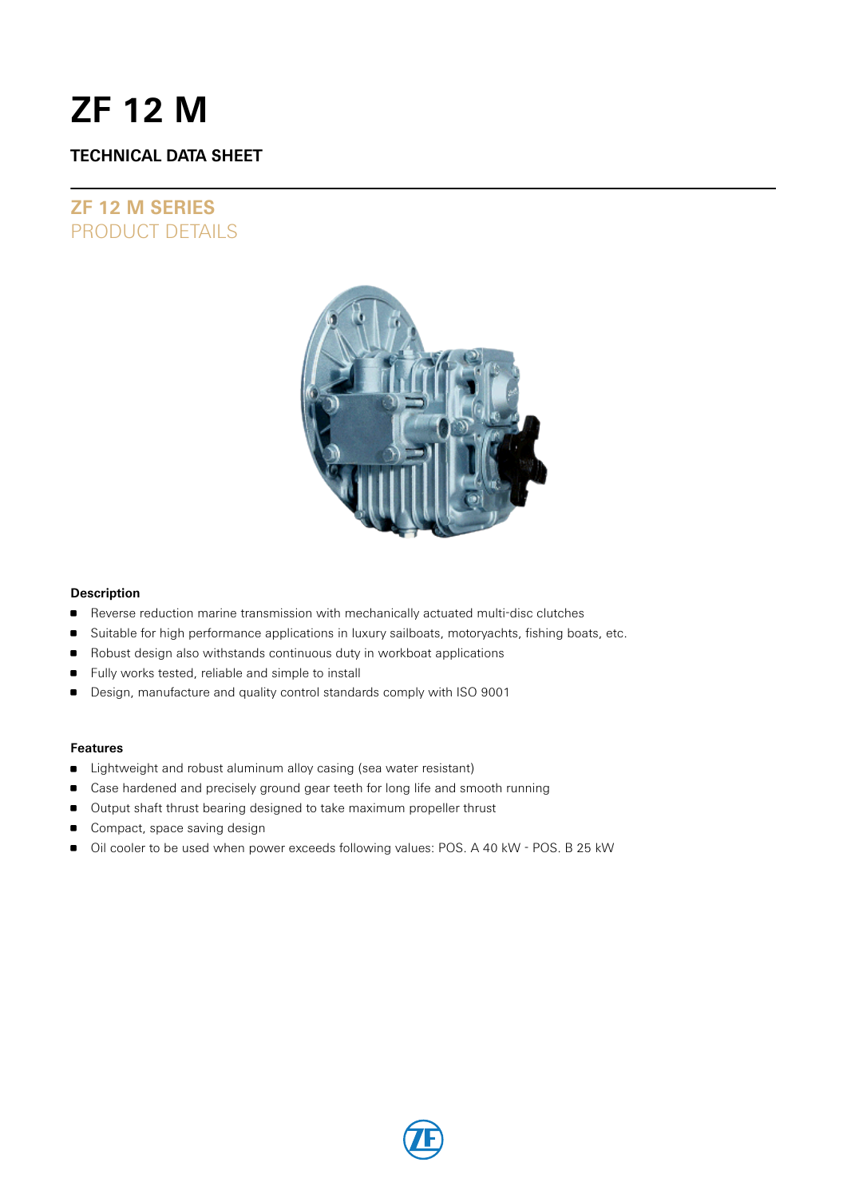# ZF 12 M

## TECHNICAL DATA SHEET

## ZF 12 M SERIES
PRODUCT DETAILS

### Description

- Reverse reduction marine transmission with mechanically actuated multi-disc clutches
- Suitable for high performance applications in luxury sailboats, motoryachts, fishing boats, etc.
- Robust design also withstands continuous duty in workboat applications
- Fully works tested, reliable and simple to install
- Design, manufacture and quality control standards comply with ISO 9001

### Features

- Lightweight and robust aluminum alloy casing (sea water resistant)
- Case hardened and precisely ground gear teeth for long life and smooth running
- Output shaft thrust bearing designed to take maximum propeller thrust
- Compact, space saving design
- Oil cooler to be used when power exceeds following values: POS. A 40 kW - POS. B 25 kW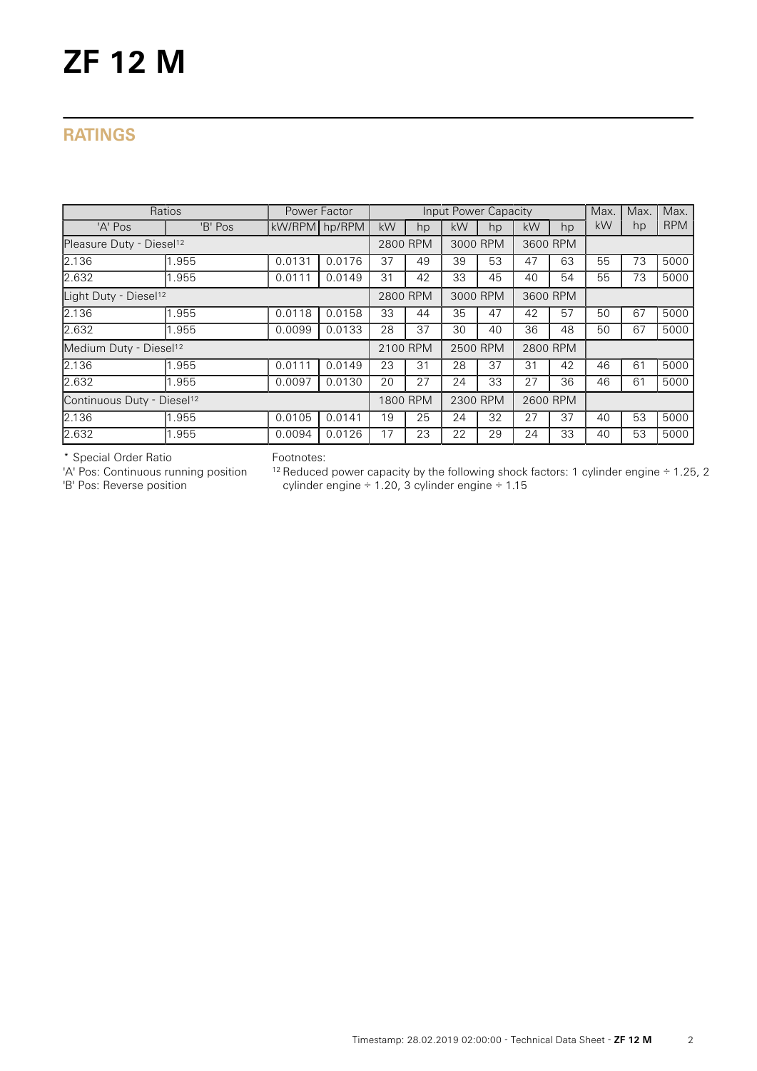# ZF 12 M

## RATINGS

| Ratios | | Power Factor | | Input Power Capacity | | | | | | Max. | Max. | Max. |
|---|---|---|---|---|---|---|---|---|---|---|---|---|
| 'A' Pos | 'B' Pos | kW/RPM | hp/RPM | kW | hp | kW | hp | kW | hp | kW | hp | RPM |
| Pleasure Duty - Diesel[12] | | | | 2800 RPM | | 3000 RPM | | 3600 RPM | | | | |
| 2.136 | 1.955 | 0.0131 | 0.0176 | 37 | 49 | 39 | 53 | 47 | 63 | 55 | 73 | 5000 |
| 2.632 | 1.955 | 0.0111 | 0.0149 | 31 | 42 | 33 | 45 | 40 | 54 | 55 | 73 | 5000 |
| Light Duty - Diesel[12] | | | | 2800 RPM | | 3000 RPM | | 3600 RPM | | | | |
| 2.136 | 1.955 | 0.0118 | 0.0158 | 33 | 44 | 35 | 47 | 42 | 57 | 50 | 67 | 5000 |
| 2.632 | 1.955 | 0.0099 | 0.0133 | 28 | 37 | 30 | 40 | 36 | 48 | 50 | 67 | 5000 |
| Medium Duty - Diesel[12] | | | | 2100 RPM | | 2500 RPM | | 2800 RPM | | | | |
| 2.136 | 1.955 | 0.0111 | 0.0149 | 23 | 31 | 28 | 37 | 31 | 42 | 46 | 61 | 5000 |
| 2.632 | 1.955 | 0.0097 | 0.0130 | 20 | 27 | 24 | 33 | 27 | 36 | 46 | 61 | 5000 |
| Continuous Duty - Diesel[12] | | | | 1800 RPM | | 2300 RPM | | 2600 RPM | | | | |
| 2.136 | 1.955 | 0.0105 | 0.0141 | 19 | 25 | 24 | 32 | 27 | 37 | 40 | 53 | 5000 |
| 2.632 | 1.955 | 0.0094 | 0.0126 | 17 | 23 | 22 | 29 | 24 | 33 | 40 | 53 | 5000 |

* Special Order Ratio
'A' Pos: Continuous running position
'B' Pos: Reverse position

Footnotes:
[12] Reduced power capacity by the following shock factors: 1 cylinder engine ÷ 1.25, 2 cylinder engine ÷ 1.20, 3 cylinder engine ÷ 1.15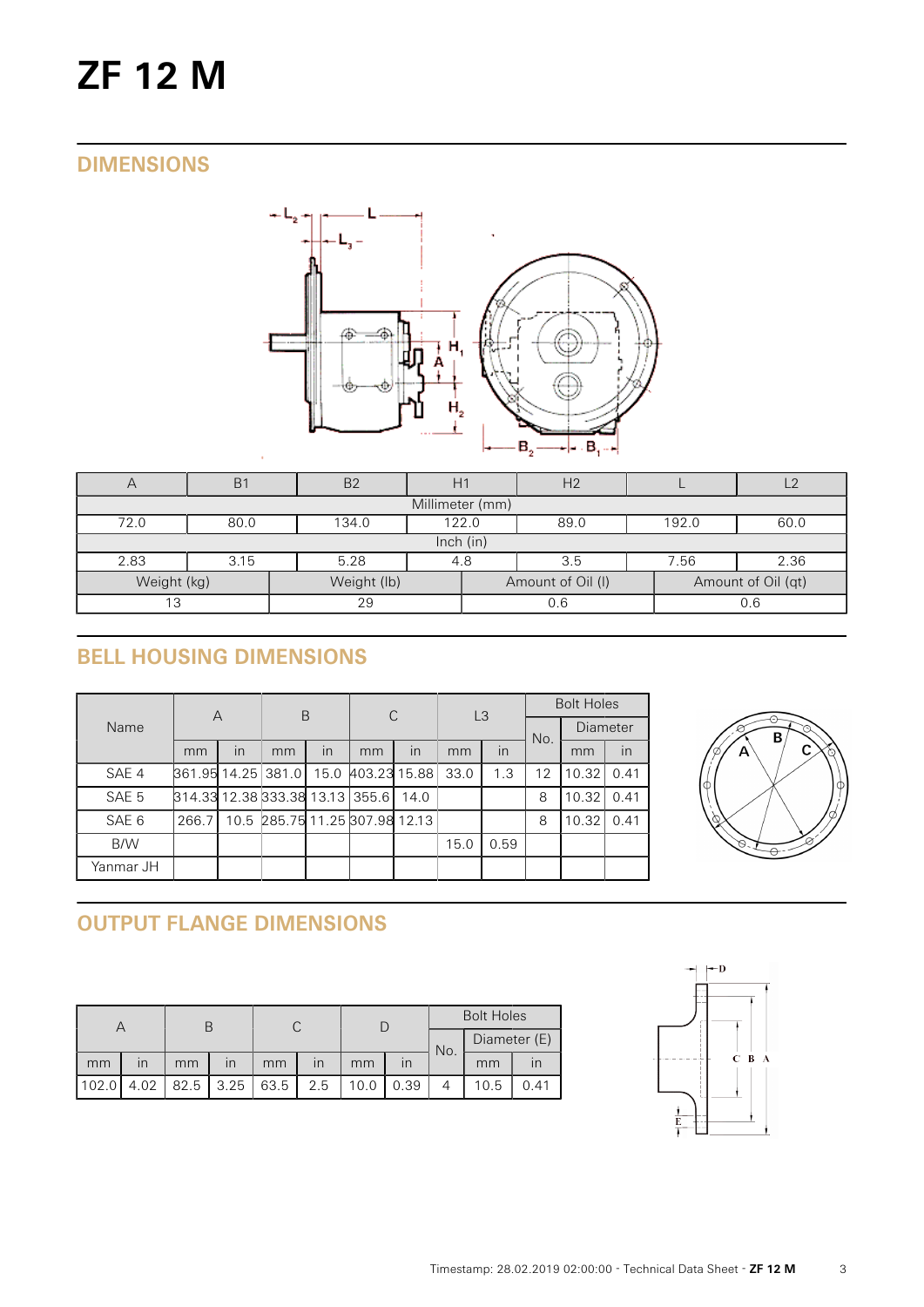# ZF 12 M

## DIMENSIONS

| A | B1 | B2 | H1 | H2 | L | L2 |
|---|---|---|---|---|---|---|
| Millimeter (mm) | | | | | | |
| 72.0 | 80.0 | 134.0 | 122.0 | 89.0 | 192.0 | 60.0 |
| Inch (in) | | | | | | |
| 2.83 | 3.15 | 5.28 | 4.8 | 3.5 | 7.56 | 2.36 |

| Weight (kg) | Weight (lb) | Amount of Oil (l) | Amount of Oil (qt) |
|---|---|---|---|
| 13 | 29 | 0.6 | 0.6 |

## BELL HOUSING DIMENSIONS

| Name | A | | B | | C | | L3 | | Bolt Holes | | |
|---|---|---|---|---|---|---|---|---|---|---|---|
| | | | | | | | | | No. | Diameter | |
| | mm | in | mm | in | mm | in | mm | in | | mm | in |
| SAE 4 | 361.95 | 14.25 | 381.0 | 15.0 | 403.23 | 15.88 | 33.0 | 1.3 | 12 | 10.32 | 0.41 |
| SAE 5 | 314.33 | 12.38 | 333.38 | 13.13 | 355.6 | 14.0 | | | 8 | 10.32 | 0.41 |
| SAE 6 | 266.7 | 10.5 | 285.75 | 11.25 | 307.98 | 12.13 | | | 8 | 10.32 | 0.41 |
| B/W | | | | | | | 15.0 | 0.59 | | | |
| Yanmar JH | | | | | | | | | | | |

## OUTPUT FLANGE DIMENSIONS

| A | | B | | C | | D | | Bolt Holes | | |
|---|---|---|---|---|---|---|---|---|---|---|
| | | | | | | | | No. | Diameter (E) | |
| mm | in | mm | in | mm | in | mm | in | | mm | in |
| 102.0 | 4.02 | 82.5 | 3.25 | 63.5 | 2.5 | 10.0 | 0.39 | 4 | 10.5 | 0.41 |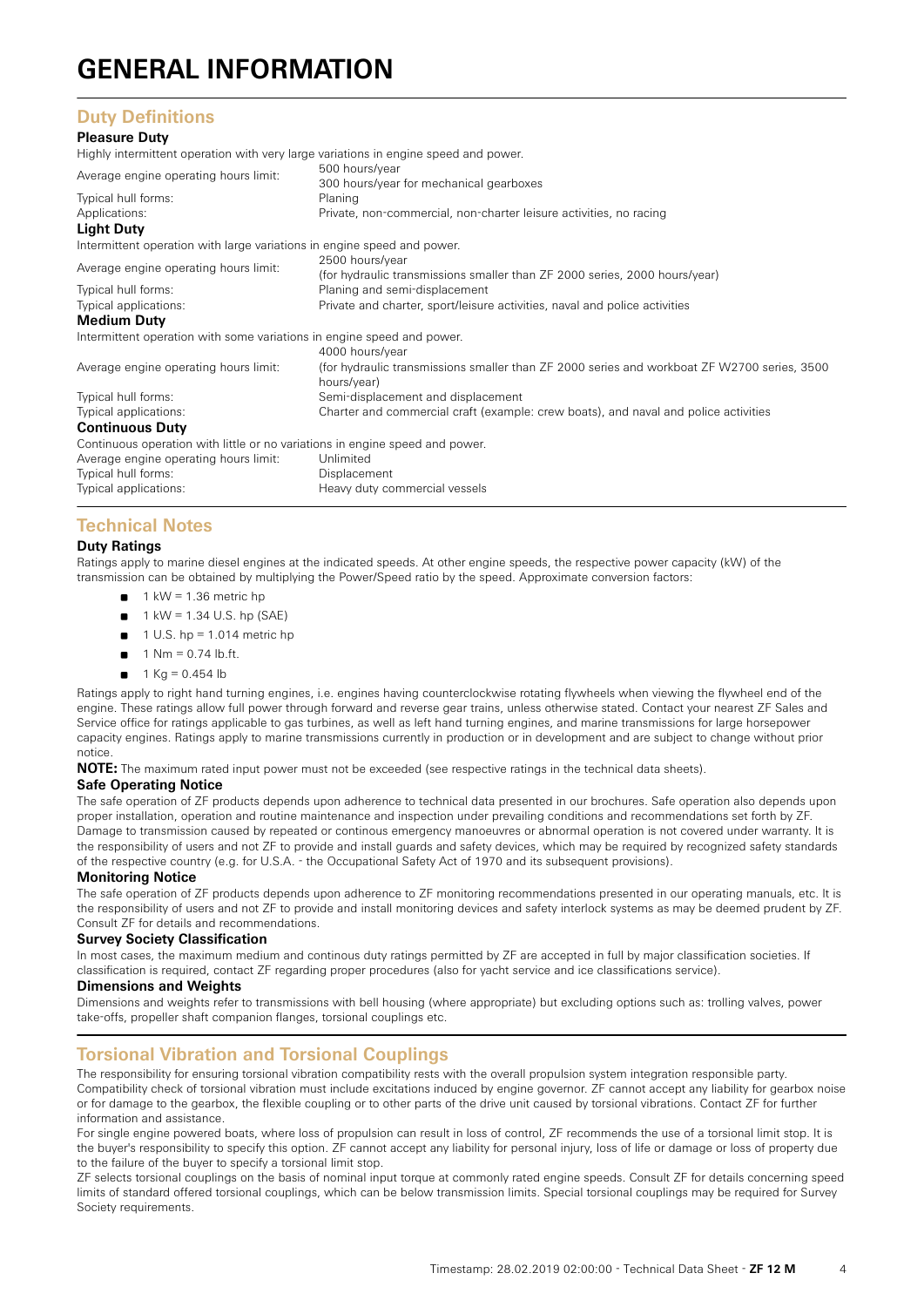# GENERAL INFORMATION

## Duty Definitions

### Pleasure Duty

Highly intermittent operation with very large variations in engine speed and power.

| | |
|---|---|
| Average engine operating hours limit: | 500 hours/year<br>300 hours/year for mechanical gearboxes |
| Typical hull forms: | Planing |
| Applications: | Private, non-commercial, non-charter leisure activities, no racing |

### Light Duty

Intermittent operation with large variations in engine speed and power.

| | |
|---|---|
| Average engine operating hours limit: | 2500 hours/year<br>(for hydraulic transmissions smaller than ZF 2000 series, 2000 hours/year) |
| Typical hull forms: | Planing and semi-displacement |
| Typical applications: | Private and charter, sport/leisure activities, naval and police activities |

### Medium Duty

Intermittent operation with some variations in engine speed and power.

| | |
|---|---|
| Average engine operating hours limit: | 4000 hours/year<br>(for hydraulic transmissions smaller than ZF 2000 series and workboat ZF W2700 series, 3500 hours/year) |
| Typical hull forms: | Semi-displacement and displacement |
| Typical applications: | Charter and commercial craft (example: crew boats), and naval and police activities |

### Continuous Duty

Continuous operation with little or no variations in engine speed and power.

| | |
|---|---|
| Average engine operating hours limit: | Unlimited |
| Typical hull forms: | Displacement |
| Typical applications: | Heavy duty commercial vessels |

## Technical Notes

### Duty Ratings

Ratings apply to marine diesel engines at the indicated speeds. At other engine speeds, the respective power capacity (kW) of the transmission can be obtained by multiplying the Power/Speed ratio by the speed. Approximate conversion factors:

- 1 kW = 1.36 metric hp
- 1 kW = 1.34 U.S. hp (SAE)
- 1 U.S. hp = 1.014 metric hp
- 1 Nm = 0.74 lb.ft.
- 1 Kg = 0.454 lb

Ratings apply to right hand turning engines, i.e. engines having counterclockwise rotating flywheels when viewing the flywheel end of the engine. These ratings allow full power through forward and reverse gear trains, unless otherwise stated. Contact your nearest ZF Sales and Service office for ratings applicable to gas turbines, as well as left hand turning engines, and marine transmissions for large horsepower capacity engines. Ratings apply to marine transmissions currently in production or in development and are subject to change without prior notice.

**NOTE:** The maximum rated input power must not be exceeded (see respective ratings in the technical data sheets).

### Safe Operating Notice

The safe operation of ZF products depends upon adherence to technical data presented in our brochures. Safe operation also depends upon proper installation, operation and routine maintenance and inspection under prevailing conditions and recommendations set forth by ZF. Damage to transmission caused by repeated or continous emergency manoeuvres or abnormal operation is not covered under warranty. It is the responsibility of users and not ZF to provide and install guards and safety devices, which may be required by recognized safety standards of the respective country (e.g. for U.S.A. - the Occupational Safety Act of 1970 and its subsequent provisions).

### Monitoring Notice

The safe operation of ZF products depends upon adherence to ZF monitoring recommendations presented in our operating manuals, etc. It is the responsibility of users and not ZF to provide and install monitoring devices and safety interlock systems as may be deemed prudent by ZF. Consult ZF for details and recommendations.

### Survey Society Classification

In most cases, the maximum medium and continous duty ratings permitted by ZF are accepted in full by major classification societies. If classification is required, contact ZF regarding proper procedures (also for yacht service and ice classifications service).

### Dimensions and Weights

Dimensions and weights refer to transmissions with bell housing (where appropriate) but excluding options such as: trolling valves, power take-offs, propeller shaft companion flanges, torsional couplings etc.

## Torsional Vibration and Torsional Couplings

The responsibility for ensuring torsional vibration compatibility rests with the overall propulsion system integration responsible party. Compatibility check of torsional vibration must include excitations induced by engine governor. ZF cannot accept any liability for gearbox noise or for damage to the gearbox, the flexible coupling or to other parts of the drive unit caused by torsional vibrations. Contact ZF for further information and assistance.

For single engine powered boats, where loss of propulsion can result in loss of control, ZF recommends the use of a torsional limit stop. It is the buyer's responsibility to specify this option. ZF cannot accept any liability for personal injury, loss of life or damage or loss of property due to the failure of the buyer to specify a torsional limit stop.

ZF selects torsional couplings on the basis of nominal input torque at commonly rated engine speeds. Consult ZF for details concerning speed limits of standard offered torsional couplings, which can be below transmission limits. Special torsional couplings may be required for Survey Society requirements.